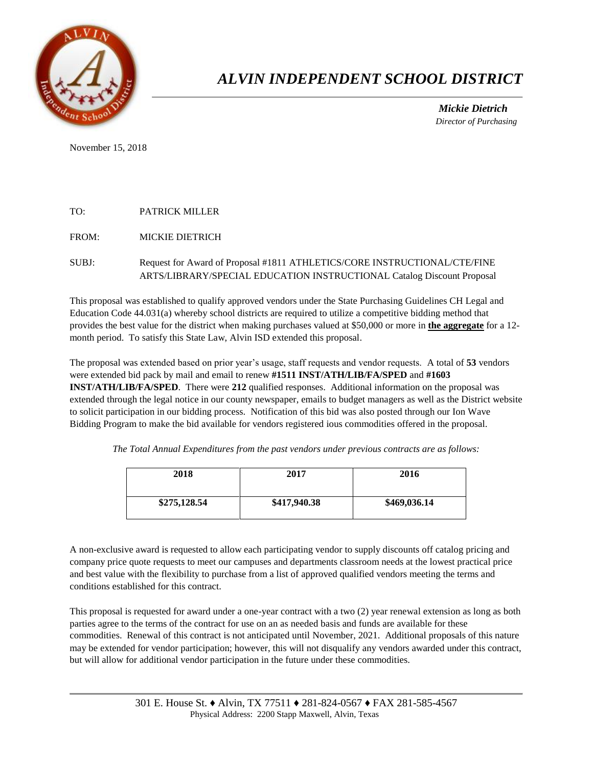# *ALVIN INDEPENDENT SCHOOL DISTRICT*

***Mickie Dietrich***
*Director of Purchasing*

November 15, 2018

TO: PATRICK MILLER

FROM: MICKIE DIETRICH

SUBJ: Request for Award of Proposal #1811 ATHLETICS/CORE INSTRUCTIONAL/CTE/FINE ARTS/LIBRARY/SPECIAL EDUCATION INSTRUCTIONAL Catalog Discount Proposal

This proposal was established to qualify approved vendors under the State Purchasing Guidelines CH Legal and Education Code 44.031(a) whereby school districts are required to utilize a competitive bidding method that provides the best value for the district when making purchases valued at $50,000 or more in **the aggregate** for a 12-month period. To satisfy this State Law, Alvin ISD extended this proposal.

The proposal was extended based on prior year's usage, staff requests and vendor requests. A total of **53** vendors were extended bid pack by mail and email to renew **#1511 INST/ATH/LIB/FA/SPED** and **#1603 INST/ATH/LIB/FA/SPED**. There were **212** qualified responses. Additional information on the proposal was extended through the legal notice in our county newspaper, emails to budget managers as well as the District website to solicit participation in our bidding process. Notification of this bid was also posted through our Ion Wave Bidding Program to make the bid available for vendors registered ious commodities offered in the proposal.

*The Total Annual Expenditures from the past vendors under previous contracts are as follows:*

| 2018 | 2017 | 2016 |
|---|---|---|
| $275,128.54 | $417,940.38 | $469,036.14 |

A non-exclusive award is requested to allow each participating vendor to supply discounts off catalog pricing and company price quote requests to meet our campuses and departments classroom needs at the lowest practical price and best value with the flexibility to purchase from a list of approved qualified vendors meeting the terms and conditions established for this contract.

This proposal is requested for award under a one-year contract with a two (2) year renewal extension as long as both parties agree to the terms of the contract for use on an as needed basis and funds are available for these commodities. Renewal of this contract is not anticipated until November, 2021. Additional proposals of this nature may be extended for vendor participation; however, this will not disqualify any vendors awarded under this contract, but will allow for additional vendor participation in the future under these commodities.

301 E. House St. ♦ Alvin, TX 77511 ♦ 281-824-0567 ♦ FAX 281-585-4567
Physical Address: 2200 Stapp Maxwell, Alvin, Texas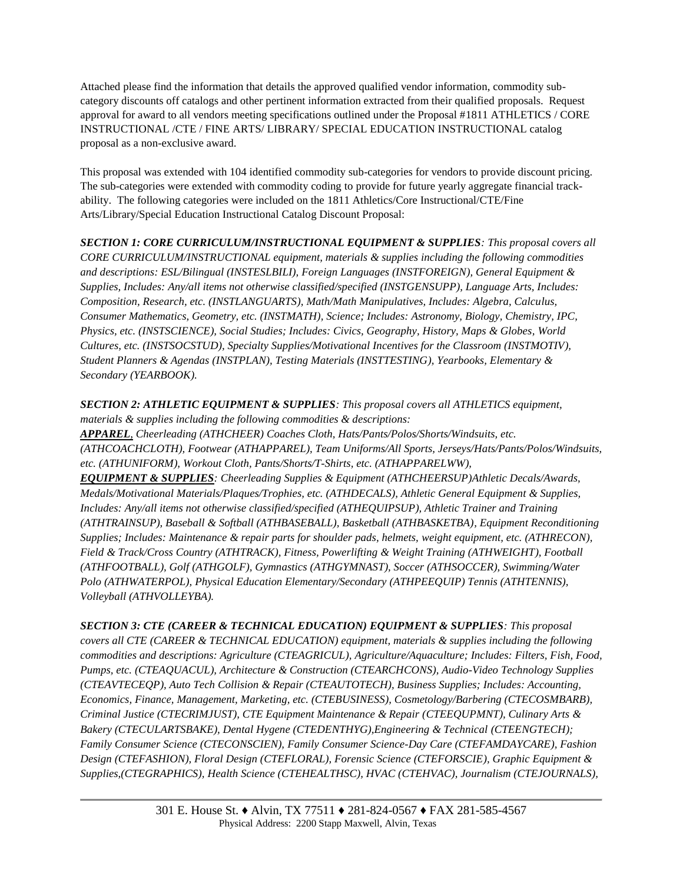Attached please find the information that details the approved qualified vendor information, commodity sub-category discounts off catalogs and other pertinent information extracted from their qualified proposals. Request approval for award to all vendors meeting specifications outlined under the Proposal #1811 ATHLETICS / CORE INSTRUCTIONAL /CTE / FINE ARTS/ LIBRARY/ SPECIAL EDUCATION INSTRUCTIONAL catalog proposal as a non-exclusive award.

This proposal was extended with 104 identified commodity sub-categories for vendors to provide discount pricing. The sub-categories were extended with commodity coding to provide for future yearly aggregate financial track-ability. The following categories were included on the 1811 Athletics/Core Instructional/CTE/Fine Arts/Library/Special Education Instructional Catalog Discount Proposal:

***SECTION 1: CORE CURRICULUM/INSTRUCTIONAL EQUIPMENT & SUPPLIES****: This proposal covers all CORE CURRICULUM/INSTRUCTIONAL equipment, materials & supplies including the following commodities and descriptions: ESL/Bilingual (INSTESLBILI), Foreign Languages (INSTFOREIGN), General Equipment & Supplies, Includes: Any/all items not otherwise classified/specified (INSTGENSUPP), Language Arts, Includes: Composition, Research, etc. (INSTLANGUARTS), Math/Math Manipulatives, Includes: Algebra, Calculus, Consumer Mathematics, Geometry, etc. (INSTMATH), Science; Includes: Astronomy, Biology, Chemistry, IPC, Physics, etc. (INSTSCIENCE), Social Studies; Includes: Civics, Geography, History, Maps & Globes, World Cultures, etc. (INSTSOCSTUD), Specialty Supplies/Motivational Incentives for the Classroom (INSTMOTIV), Student Planners & Agendas (INSTPLAN), Testing Materials (INSTTESTING), Yearbooks, Elementary & Secondary (YEARBOOK).*

***SECTION 2: ATHLETIC EQUIPMENT & SUPPLIES****: This proposal covers all ATHLETICS equipment, materials & supplies including the following commodities & descriptions:*
***APPAREL****, Cheerleading (ATHCHEER) Coaches Cloth, Hats/Pants/Polos/Shorts/Windsuits, etc. (ATHCOACHCLOTH), Footwear (ATHAPPAREL), Team Uniforms/All Sports, Jerseys/Hats/Pants/Polos/Windsuits, etc. (ATHUNIFORM), Workout Cloth, Pants/Shorts/T-Shirts, etc. (ATHAPPARELWW),*
***EQUIPMENT & SUPPLIES****: Cheerleading Supplies & Equipment (ATHCHEERSUP)Athletic Decals/Awards, Medals/Motivational Materials/Plaques/Trophies, etc. (ATHDECALS), Athletic General Equipment & Supplies, Includes: Any/all items not otherwise classified/specified (ATHEQUIPSUP), Athletic Trainer and Training (ATHTRAINSUP), Baseball & Softball (ATHBASEBALL), Basketball (ATHBASKETBA), Equipment Reconditioning Supplies; Includes: Maintenance & repair parts for shoulder pads, helmets, weight equipment, etc. (ATHRECON), Field & Track/Cross Country (ATHTRACK), Fitness, Powerlifting & Weight Training (ATHWEIGHT), Football (ATHFOOTBALL), Golf (ATHGOLF), Gymnastics (ATHGYMNAST), Soccer (ATHSOCCER), Swimming/Water Polo (ATHWATERPOL), Physical Education Elementary/Secondary (ATHPEEQUIP) Tennis (ATHTENNIS), Volleyball (ATHVOLLEYBA).*

***SECTION 3: CTE (CAREER & TECHNICAL EDUCATION) EQUIPMENT & SUPPLIES****: This proposal covers all CTE (CAREER & TECHNICAL EDUCATION) equipment, materials & supplies including the following commodities and descriptions: Agriculture (CTEAGRICUL), Agriculture/Aquaculture; Includes: Filters, Fish, Food, Pumps, etc. (CTEAQUACUL), Architecture & Construction (CTEARCHCONS), Audio-Video Technology Supplies (CTEAVTECEQP), Auto Tech Collision & Repair (CTEAUTOTECH), Business Supplies; Includes: Accounting, Economics, Finance, Management, Marketing, etc. (CTEBUSINESS), Cosmetology/Barbering (CTECOSMBARB), Criminal Justice (CTECRIMJUST), CTE Equipment Maintenance & Repair (CTEEQUPMNT), Culinary Arts & Bakery (CTECULARTSBAKE), Dental Hygene (CTEDENTHYG),Engineering & Technical (CTEENGTECH); Family Consumer Science (CTECONSCIEN), Family Consumer Science-Day Care (CTEFAMDAYCARE), Fashion Design (CTEFASHION), Floral Design (CTEFLORAL), Forensic Science (CTEFORSCIE), Graphic Equipment & Supplies,(CTEGRAPHICS), Health Science (CTEHEALTHSC), HVAC (CTEHVAC), Journalism (CTEJOURNALS),*

301 E. House St. ♦ Alvin, TX 77511 ♦ 281-824-0567 ♦ FAX 281-585-4567
Physical Address: 2200 Stapp Maxwell, Alvin, Texas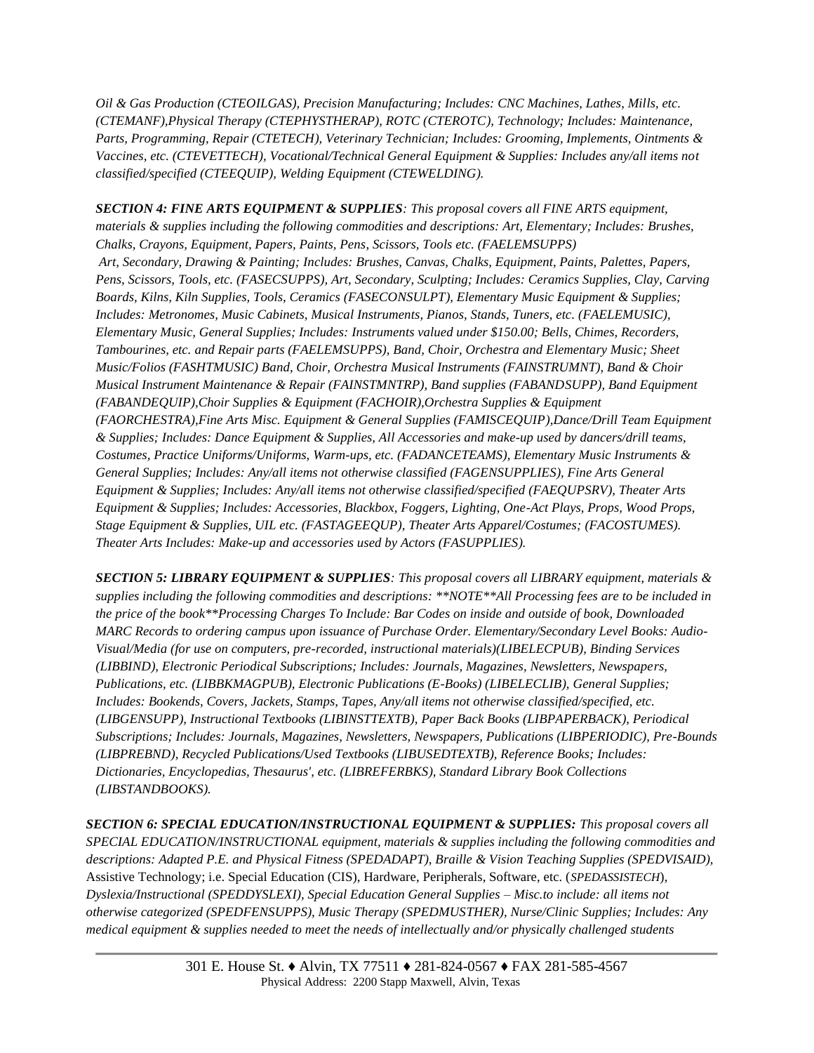*Oil & Gas Production (CTEOILGAS), Precision Manufacturing; Includes: CNC Machines, Lathes, Mills, etc. (CTEMANF),Physical Therapy (CTEPHYSTHERAP), ROTC (CTEROTC), Technology; Includes: Maintenance, Parts, Programming, Repair (CTETECH), Veterinary Technician; Includes: Grooming, Implements, Ointments & Vaccines, etc. (CTEVETTECH), Vocational/Technical General Equipment & Supplies: Includes any/all items not classified/specified (CTEEQUIP), Welding Equipment (CTEWELDING).*

***SECTION 4: FINE ARTS EQUIPMENT & SUPPLIES**: This proposal covers all FINE ARTS equipment, materials & supplies including the following commodities and descriptions: Art, Elementary; Includes: Brushes, Chalks, Crayons, Equipment, Papers, Paints, Pens, Scissors, Tools etc. (FAELEMSUPPS) Art, Secondary, Drawing & Painting; Includes: Brushes, Canvas, Chalks, Equipment, Paints, Palettes, Papers, Pens, Scissors, Tools, etc. (FASECSUPPS), Art, Secondary, Sculpting; Includes: Ceramics Supplies, Clay, Carving Boards, Kilns, Kiln Supplies, Tools, Ceramics (FASECONSULPT), Elementary Music Equipment & Supplies; Includes: Metronomes, Music Cabinets, Musical Instruments, Pianos, Stands, Tuners, etc. (FAELEMUSIC), Elementary Music, General Supplies; Includes: Instruments valued under $150.00; Bells, Chimes, Recorders, Tambourines, etc. and Repair parts (FAELEMSUPPS), Band, Choir, Orchestra and Elementary Music; Sheet Music/Folios (FASHTMUSIC) Band, Choir, Orchestra Musical Instruments (FAINSTRUMNT), Band & Choir Musical Instrument Maintenance & Repair (FAINSTMNTRP), Band supplies (FABANDSUPP), Band Equipment (FABANDEQUIP),Choir Supplies & Equipment (FACHOIR),Orchestra Supplies & Equipment (FAORCHESTRA),Fine Arts Misc. Equipment & General Supplies (FAMISCEQUIP),Dance/Drill Team Equipment & Supplies; Includes: Dance Equipment & Supplies, All Accessories and make-up used by dancers/drill teams, Costumes, Practice Uniforms/Uniforms, Warm-ups, etc. (FADANCETEAMS), Elementary Music Instruments & General Supplies; Includes: Any/all items not otherwise classified (FAGENSUPPLIES), Fine Arts General Equipment & Supplies; Includes: Any/all items not otherwise classified/specified (FAEQUPSRV), Theater Arts Equipment & Supplies; Includes: Accessories, Blackbox, Foggers, Lighting, One-Act Plays, Props, Wood Props, Stage Equipment & Supplies, UIL etc. (FASTAGEEQUP), Theater Arts Apparel/Costumes; (FACOSTUMES). Theater Arts Includes: Make-up and accessories used by Actors (FASUPPLIES).*

***SECTION 5: LIBRARY EQUIPMENT & SUPPLIES**: This proposal covers all LIBRARY equipment, materials & supplies including the following commodities and descriptions: **NOTE**All Processing fees are to be included in the price of the book**Processing Charges To Include: Bar Codes on inside and outside of book, Downloaded MARC Records to ordering campus upon issuance of Purchase Order. Elementary/Secondary Level Books: Audio-Visual/Media (for use on computers, pre-recorded, instructional materials)(LIBELECPUB), Binding Services (LIBBIND), Electronic Periodical Subscriptions; Includes: Journals, Magazines, Newsletters, Newspapers, Publications, etc. (LIBBKMAGPUB), Electronic Publications (E-Books) (LIBELECLIB), General Supplies; Includes: Bookends, Covers, Jackets, Stamps, Tapes, Any/all items not otherwise classified/specified, etc. (LIBGENSUPP), Instructional Textbooks (LIBINSTTEXTB), Paper Back Books (LIBPAPERBACK), Periodical Subscriptions; Includes: Journals, Magazines, Newsletters, Newspapers, Publications (LIBPERIODIC), Pre-Bounds (LIBPREBND), Recycled Publications/Used Textbooks (LIBUSEDTEXTB), Reference Books; Includes: Dictionaries, Encyclopedias, Thesaurus', etc. (LIBREFERBKS), Standard Library Book Collections (LIBSTANDBOOKS).*

***SECTION 6: SPECIAL EDUCATION/INSTRUCTIONAL EQUIPMENT & SUPPLIES:** This proposal covers all SPECIAL EDUCATION/INSTRUCTIONAL equipment, materials & supplies including the following commodities and descriptions: Adapted P.E. and Physical Fitness (SPEDADAPT), Braille & Vision Teaching Supplies (SPEDVISAID),* Assistive Technology; i.e. Special Education (CIS), Hardware, Peripherals, Software, etc. (*SPEDASSISTECH*), *Dyslexia/Instructional (SPEDDYSLEXI), Special Education General Supplies – Misc.to include: all items not otherwise categorized (SPEDFENSUPPS), Music Therapy (SPEDMUSTHER), Nurse/Clinic Supplies; Includes: Any medical equipment & supplies needed to meet the needs of intellectually and/or physically challenged students*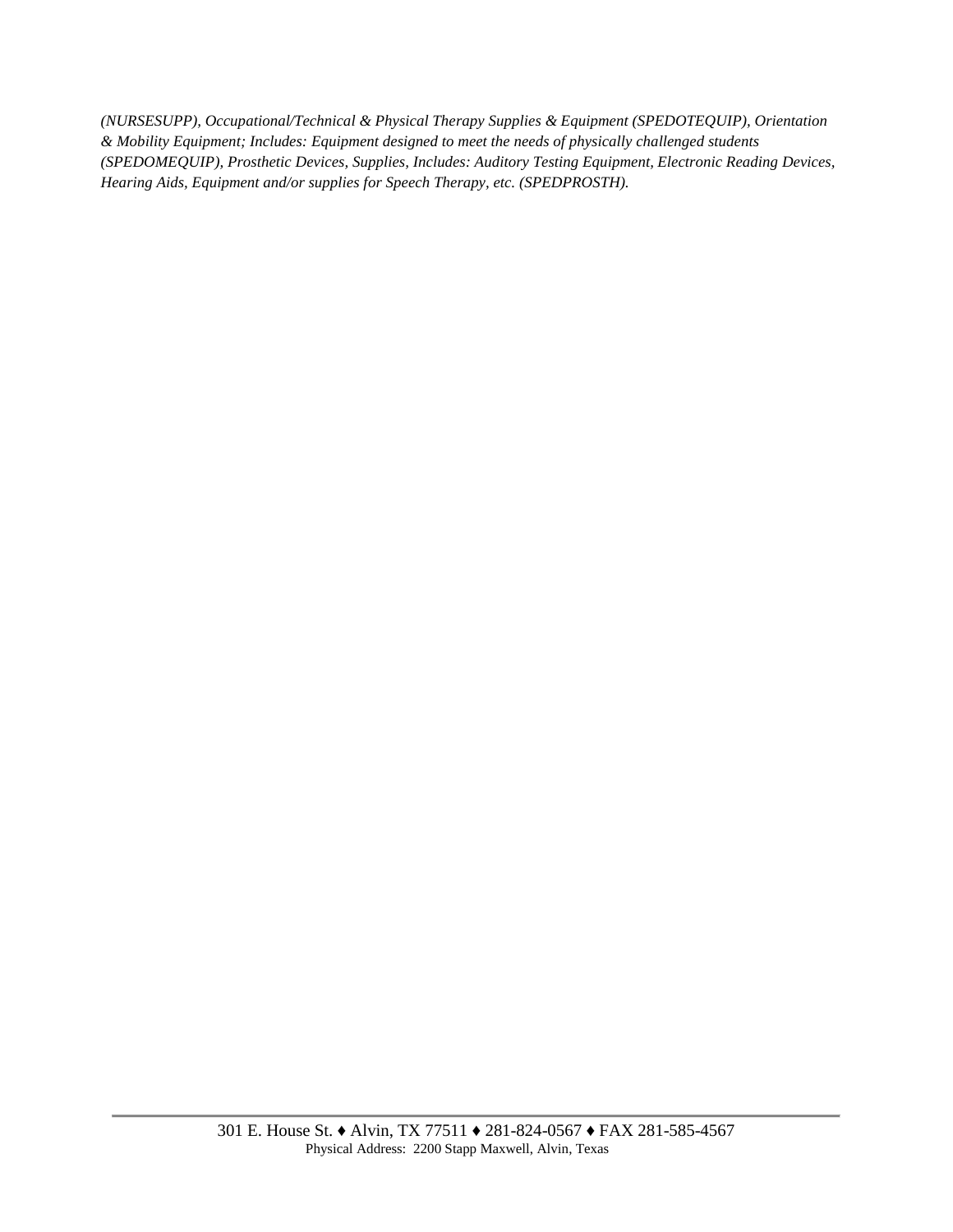*(NURSESUPP), Occupational/Technical & Physical Therapy Supplies & Equipment (SPEDOTEQUIP), Orientation & Mobility Equipment; Includes: Equipment designed to meet the needs of physically challenged students (SPEDOMEQUIP), Prosthetic Devices, Supplies, Includes: Auditory Testing Equipment, Electronic Reading Devices, Hearing Aids, Equipment and/or supplies for Speech Therapy, etc. (SPEDPROSTH).*